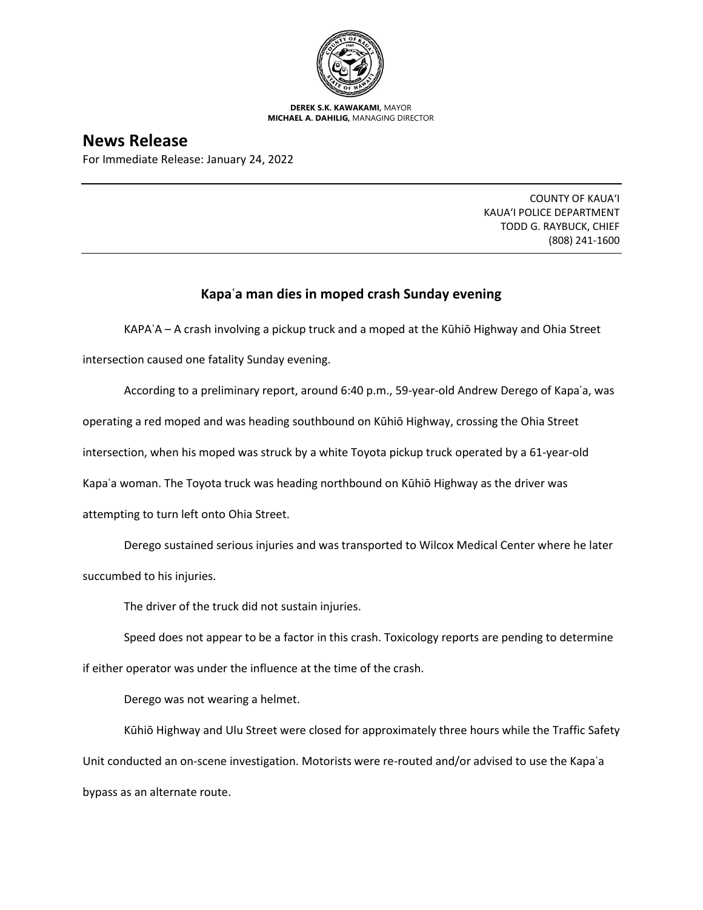**DEREK S.K. KAWAKAMI,** MAYOR
**MICHAEL A. DAHILIG,** MANAGING DIRECTOR

# News Release

For Immediate Release: January 24, 2022

COUNTY OF KAUA'I
KAUA'I POLICE DEPARTMENT
TODD G. RAYBUCK, CHIEF
(808) 241-1600

## Kapaʿa man dies in moped crash Sunday evening

KAPAʿA – A crash involving a pickup truck and a moped at the Kūhiō Highway and Ohia Street intersection caused one fatality Sunday evening.

According to a preliminary report, around 6:40 p.m., 59-year-old Andrew Derego of Kapaʿa, was operating a red moped and was heading southbound on Kūhiō Highway, crossing the Ohia Street intersection, when his moped was struck by a white Toyota pickup truck operated by a 61-year-old Kapaʿa woman. The Toyota truck was heading northbound on Kūhiō Highway as the driver was attempting to turn left onto Ohia Street.

Derego sustained serious injuries and was transported to Wilcox Medical Center where he later succumbed to his injuries.

The driver of the truck did not sustain injuries.

Speed does not appear to be a factor in this crash. Toxicology reports are pending to determine if either operator was under the influence at the time of the crash.

Derego was not wearing a helmet.

Kūhiō Highway and Ulu Street were closed for approximately three hours while the Traffic Safety Unit conducted an on-scene investigation. Motorists were re-routed and/or advised to use the Kapaʿa bypass as an alternate route.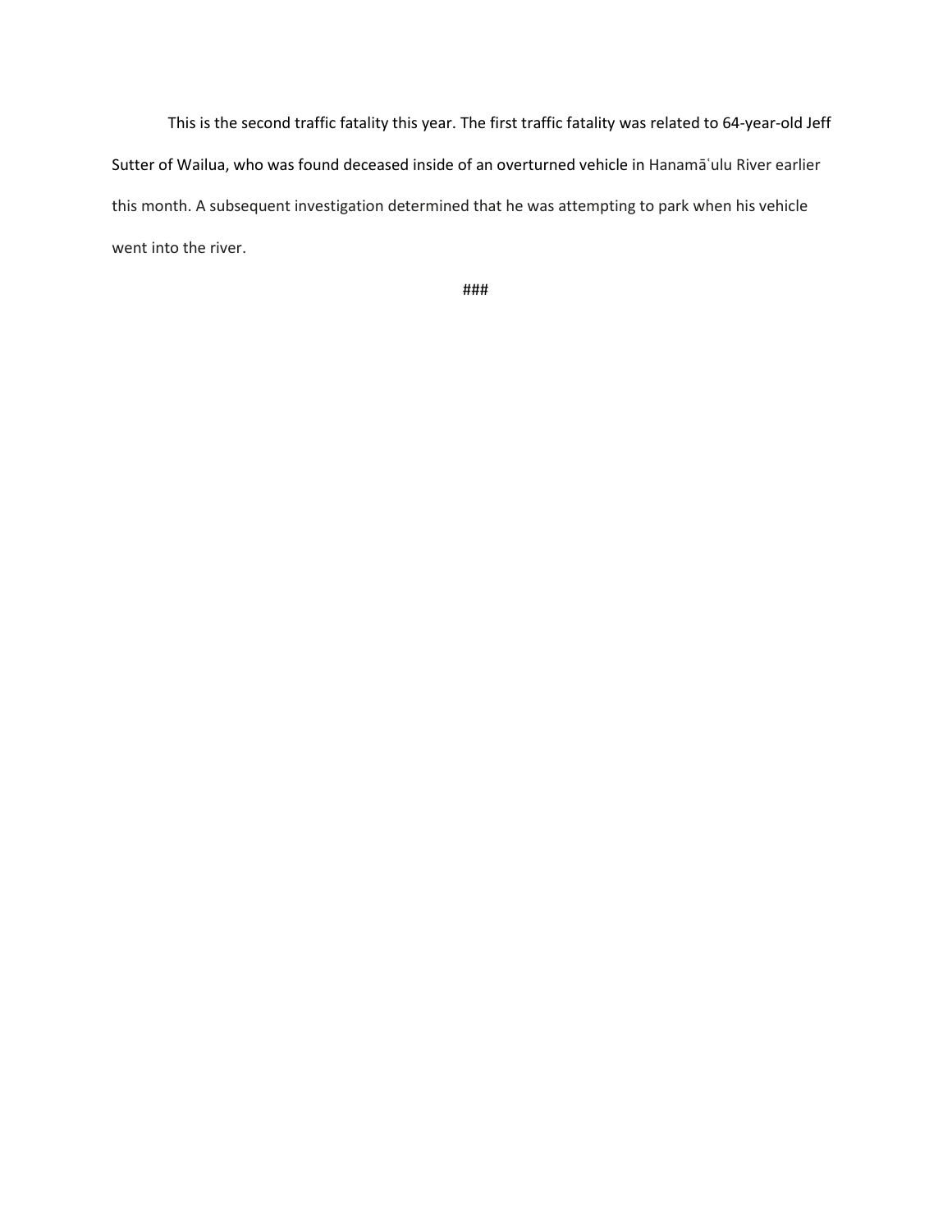This is the second traffic fatality this year. The first traffic fatality was related to 64-year-old Jeff Sutter of Wailua, who was found deceased inside of an overturned vehicle in Hanamāʻulu River earlier this month. A subsequent investigation determined that he was attempting to park when his vehicle went into the river.

###